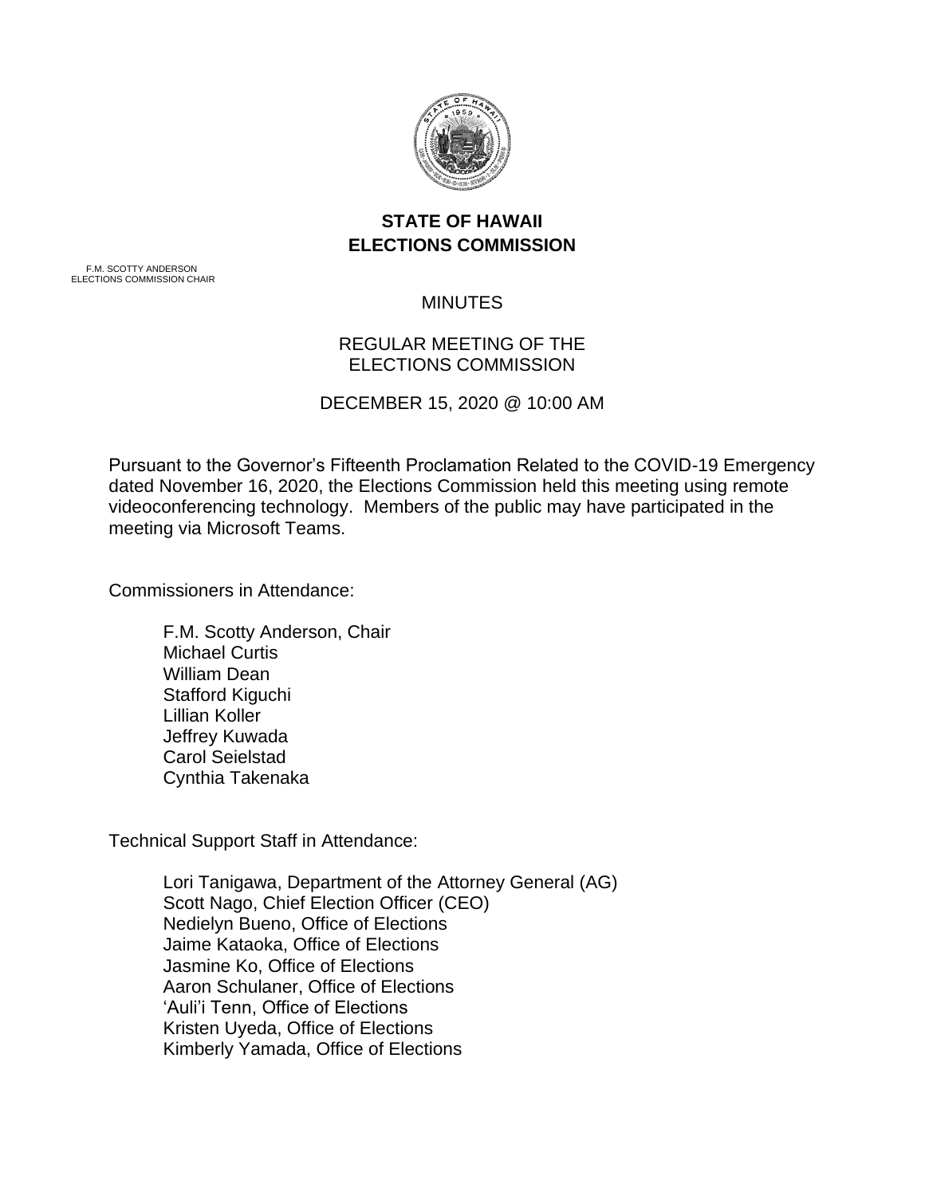# STATE OF HAWAII
# ELECTIONS COMMISSION

F.M. SCOTTY ANDERSON
ELECTIONS COMMISSION CHAIR

MINUTES

REGULAR MEETING OF THE
ELECTIONS COMMISSION

DECEMBER 15, 2020 @ 10:00 AM

Pursuant to the Governor's Fifteenth Proclamation Related to the COVID-19 Emergency dated November 16, 2020, the Elections Commission held this meeting using remote videoconferencing technology. Members of the public may have participated in the meeting via Microsoft Teams.

Commissioners in Attendance:

F.M. Scotty Anderson, Chair
Michael Curtis
William Dean
Stafford Kiguchi
Lillian Koller
Jeffrey Kuwada
Carol Seielstad
Cynthia Takenaka

Technical Support Staff in Attendance:

Lori Tanigawa, Department of the Attorney General (AG)
Scott Nago, Chief Election Officer (CEO)
Nedielyn Bueno, Office of Elections
Jaime Kataoka, Office of Elections
Jasmine Ko, Office of Elections
Aaron Schulaner, Office of Elections
'Auli'i Tenn, Office of Elections
Kristen Uyeda, Office of Elections
Kimberly Yamada, Office of Elections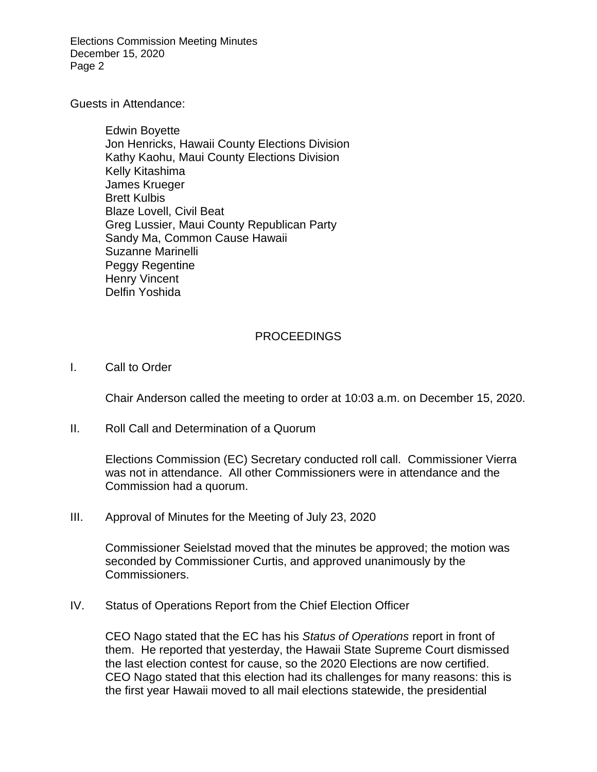Guests in Attendance:

Edwin Boyette
Jon Henricks, Hawaii County Elections Division
Kathy Kaohu, Maui County Elections Division
Kelly Kitashima
James Krueger
Brett Kulbis
Blaze Lovell, Civil Beat
Greg Lussier, Maui County Republican Party
Sandy Ma, Common Cause Hawaii
Suzanne Marinelli
Peggy Regentine
Henry Vincent
Delfin Yoshida

## PROCEEDINGS

I. Call to Order

Chair Anderson called the meeting to order at 10:03 a.m. on December 15, 2020.

II. Roll Call and Determination of a Quorum

Elections Commission (EC) Secretary conducted roll call. Commissioner Vierra was not in attendance. All other Commissioners were in attendance and the Commission had a quorum.

III. Approval of Minutes for the Meeting of July 23, 2020

Commissioner Seielstad moved that the minutes be approved; the motion was seconded by Commissioner Curtis, and approved unanimously by the Commissioners.

IV. Status of Operations Report from the Chief Election Officer

CEO Nago stated that the EC has his *Status of Operations* report in front of them. He reported that yesterday, the Hawaii State Supreme Court dismissed the last election contest for cause, so the 2020 Elections are now certified. CEO Nago stated that this election had its challenges for many reasons: this is the first year Hawaii moved to all mail elections statewide, the presidential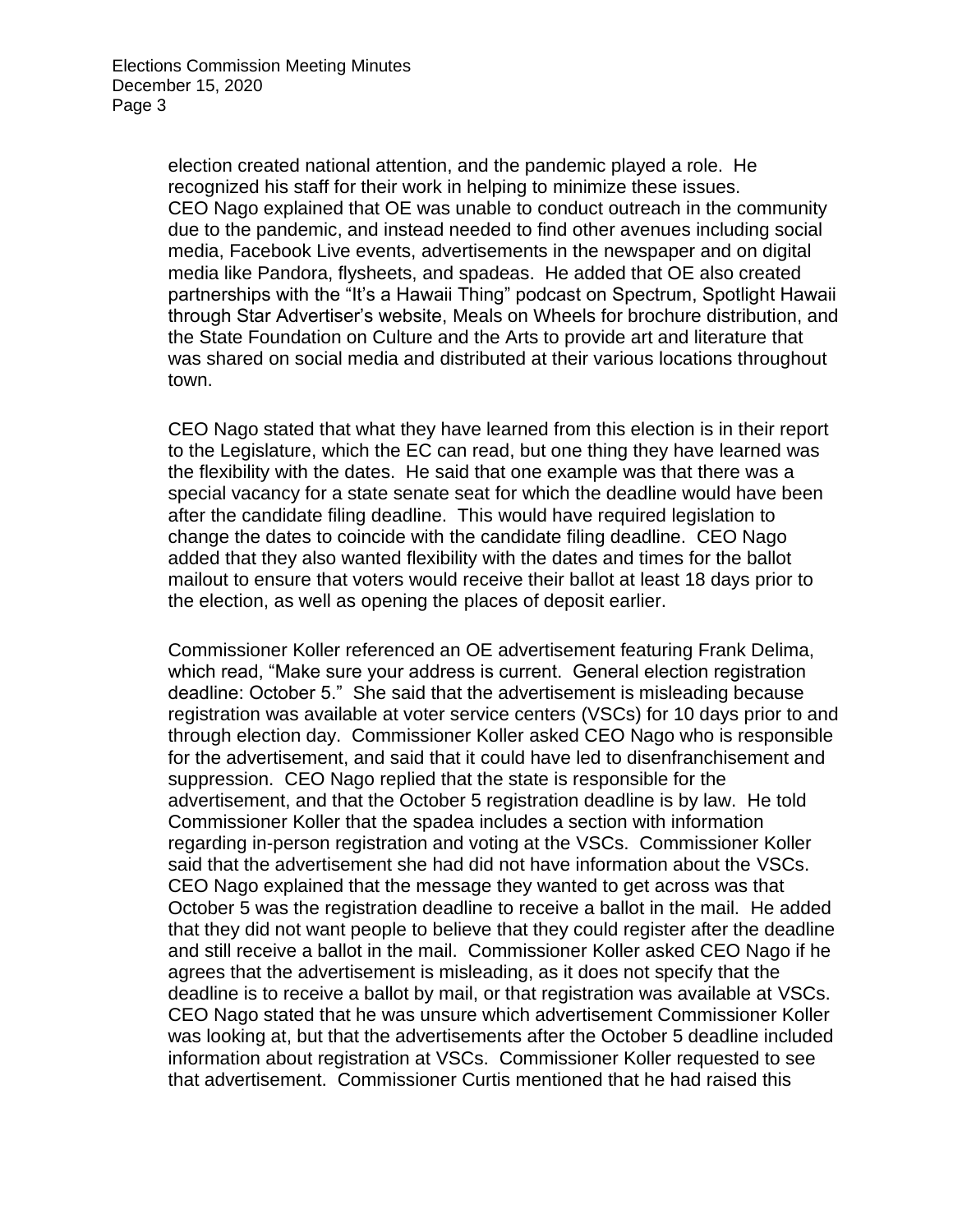election created national attention, and the pandemic played a role. He recognized his staff for their work in helping to minimize these issues. CEO Nago explained that OE was unable to conduct outreach in the community due to the pandemic, and instead needed to find other avenues including social media, Facebook Live events, advertisements in the newspaper and on digital media like Pandora, flysheets, and spadeas. He added that OE also created partnerships with the "It's a Hawaii Thing" podcast on Spectrum, Spotlight Hawaii through Star Advertiser's website, Meals on Wheels for brochure distribution, and the State Foundation on Culture and the Arts to provide art and literature that was shared on social media and distributed at their various locations throughout town.

CEO Nago stated that what they have learned from this election is in their report to the Legislature, which the EC can read, but one thing they have learned was the flexibility with the dates. He said that one example was that there was a special vacancy for a state senate seat for which the deadline would have been after the candidate filing deadline. This would have required legislation to change the dates to coincide with the candidate filing deadline. CEO Nago added that they also wanted flexibility with the dates and times for the ballot mailout to ensure that voters would receive their ballot at least 18 days prior to the election, as well as opening the places of deposit earlier.

Commissioner Koller referenced an OE advertisement featuring Frank Delima, which read, "Make sure your address is current. General election registration deadline: October 5." She said that the advertisement is misleading because registration was available at voter service centers (VSCs) for 10 days prior to and through election day. Commissioner Koller asked CEO Nago who is responsible for the advertisement, and said that it could have led to disenfranchisement and suppression. CEO Nago replied that the state is responsible for the advertisement, and that the October 5 registration deadline is by law. He told Commissioner Koller that the spadea includes a section with information regarding in-person registration and voting at the VSCs. Commissioner Koller said that the advertisement she had did not have information about the VSCs. CEO Nago explained that the message they wanted to get across was that October 5 was the registration deadline to receive a ballot in the mail. He added that they did not want people to believe that they could register after the deadline and still receive a ballot in the mail. Commissioner Koller asked CEO Nago if he agrees that the advertisement is misleading, as it does not specify that the deadline is to receive a ballot by mail, or that registration was available at VSCs. CEO Nago stated that he was unsure which advertisement Commissioner Koller was looking at, but that the advertisements after the October 5 deadline included information about registration at VSCs. Commissioner Koller requested to see that advertisement. Commissioner Curtis mentioned that he had raised this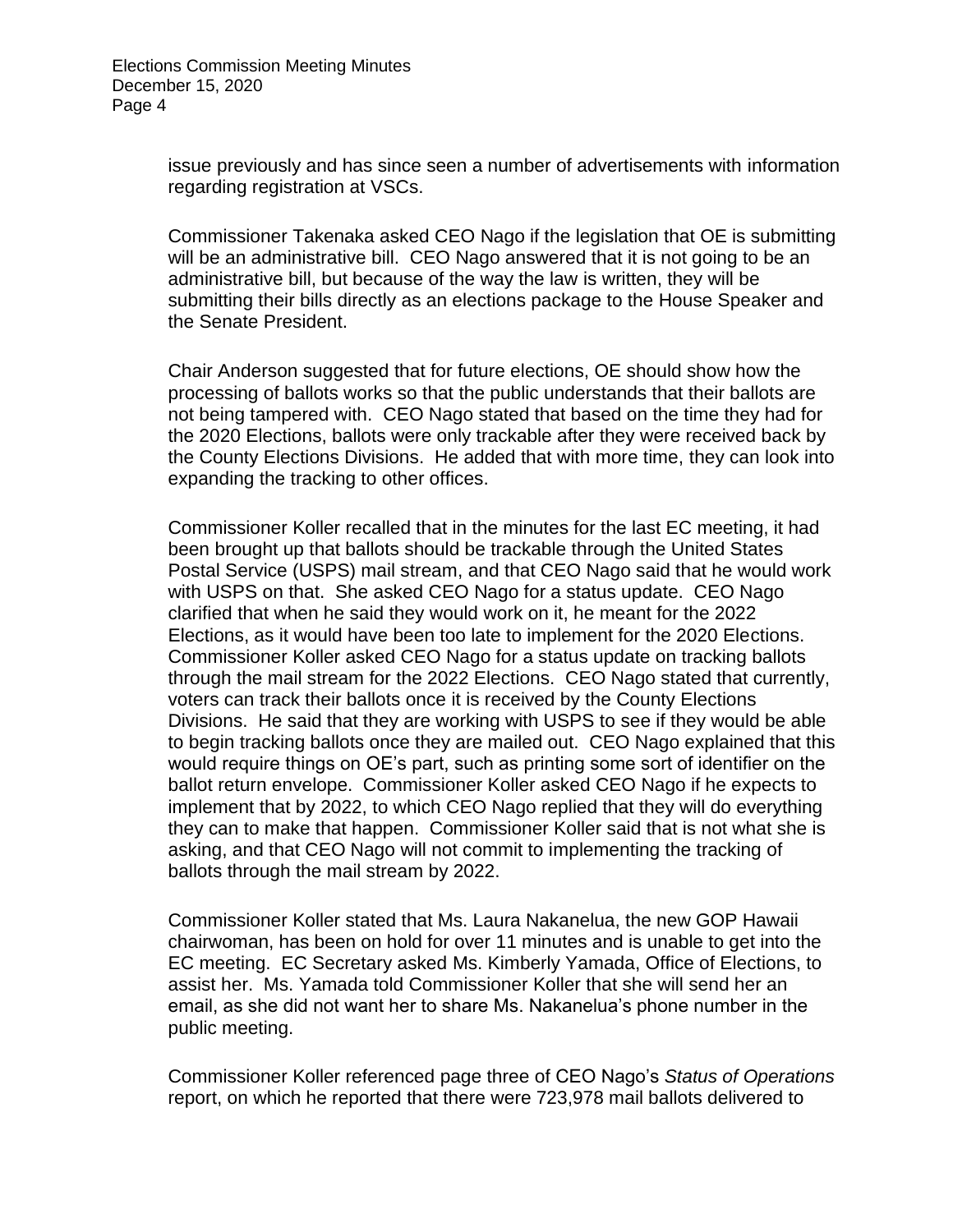issue previously and has since seen a number of advertisements with information regarding registration at VSCs.

Commissioner Takenaka asked CEO Nago if the legislation that OE is submitting will be an administrative bill. CEO Nago answered that it is not going to be an administrative bill, but because of the way the law is written, they will be submitting their bills directly as an elections package to the House Speaker and the Senate President.

Chair Anderson suggested that for future elections, OE should show how the processing of ballots works so that the public understands that their ballots are not being tampered with. CEO Nago stated that based on the time they had for the 2020 Elections, ballots were only trackable after they were received back by the County Elections Divisions. He added that with more time, they can look into expanding the tracking to other offices.

Commissioner Koller recalled that in the minutes for the last EC meeting, it had been brought up that ballots should be trackable through the United States Postal Service (USPS) mail stream, and that CEO Nago said that he would work with USPS on that. She asked CEO Nago for a status update. CEO Nago clarified that when he said they would work on it, he meant for the 2022 Elections, as it would have been too late to implement for the 2020 Elections. Commissioner Koller asked CEO Nago for a status update on tracking ballots through the mail stream for the 2022 Elections. CEO Nago stated that currently, voters can track their ballots once it is received by the County Elections Divisions. He said that they are working with USPS to see if they would be able to begin tracking ballots once they are mailed out. CEO Nago explained that this would require things on OE's part, such as printing some sort of identifier on the ballot return envelope. Commissioner Koller asked CEO Nago if he expects to implement that by 2022, to which CEO Nago replied that they will do everything they can to make that happen. Commissioner Koller said that is not what she is asking, and that CEO Nago will not commit to implementing the tracking of ballots through the mail stream by 2022.

Commissioner Koller stated that Ms. Laura Nakanelua, the new GOP Hawaii chairwoman, has been on hold for over 11 minutes and is unable to get into the EC meeting. EC Secretary asked Ms. Kimberly Yamada, Office of Elections, to assist her. Ms. Yamada told Commissioner Koller that she will send her an email, as she did not want her to share Ms. Nakanelua's phone number in the public meeting.

Commissioner Koller referenced page three of CEO Nago's *Status of Operations* report, on which he reported that there were 723,978 mail ballots delivered to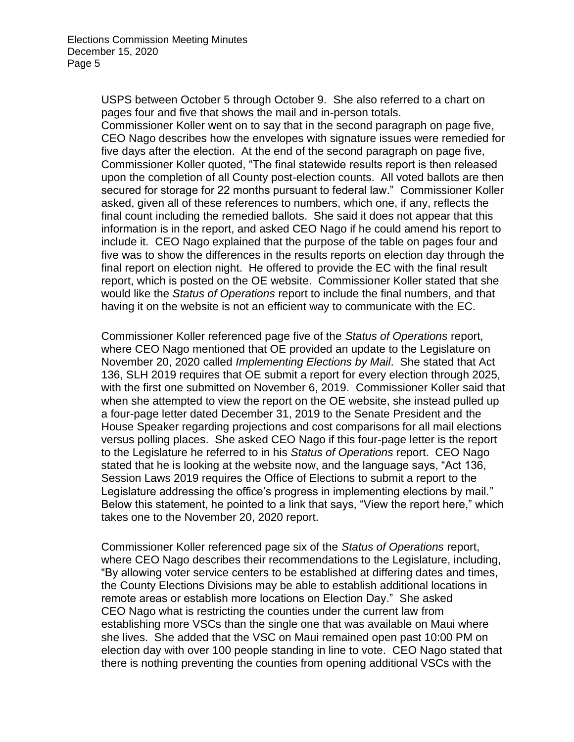USPS between October 5 through October 9. She also referred to a chart on pages four and five that shows the mail and in-person totals.
Commissioner Koller went on to say that in the second paragraph on page five, CEO Nago describes how the envelopes with signature issues were remedied for five days after the election. At the end of the second paragraph on page five, Commissioner Koller quoted, "The final statewide results report is then released upon the completion of all County post-election counts. All voted ballots are then secured for storage for 22 months pursuant to federal law." Commissioner Koller asked, given all of these references to numbers, which one, if any, reflects the final count including the remedied ballots. She said it does not appear that this information is in the report, and asked CEO Nago if he could amend his report to include it. CEO Nago explained that the purpose of the table on pages four and five was to show the differences in the results reports on election day through the final report on election night. He offered to provide the EC with the final result report, which is posted on the OE website. Commissioner Koller stated that she would like the *Status of Operations* report to include the final numbers, and that having it on the website is not an efficient way to communicate with the EC.

Commissioner Koller referenced page five of the *Status of Operations* report, where CEO Nago mentioned that OE provided an update to the Legislature on November 20, 2020 called *Implementing Elections by Mail*. She stated that Act 136, SLH 2019 requires that OE submit a report for every election through 2025, with the first one submitted on November 6, 2019. Commissioner Koller said that when she attempted to view the report on the OE website, she instead pulled up a four-page letter dated December 31, 2019 to the Senate President and the House Speaker regarding projections and cost comparisons for all mail elections versus polling places. She asked CEO Nago if this four-page letter is the report to the Legislature he referred to in his *Status of Operations* report. CEO Nago stated that he is looking at the website now, and the language says, "Act 136, Session Laws 2019 requires the Office of Elections to submit a report to the Legislature addressing the office's progress in implementing elections by mail." Below this statement, he pointed to a link that says, "View the report here," which takes one to the November 20, 2020 report.

Commissioner Koller referenced page six of the *Status of Operations* report, where CEO Nago describes their recommendations to the Legislature, including, "By allowing voter service centers to be established at differing dates and times, the County Elections Divisions may be able to establish additional locations in remote areas or establish more locations on Election Day." She asked CEO Nago what is restricting the counties under the current law from establishing more VSCs than the single one that was available on Maui where she lives. She added that the VSC on Maui remained open past 10:00 PM on election day with over 100 people standing in line to vote. CEO Nago stated that there is nothing preventing the counties from opening additional VSCs with the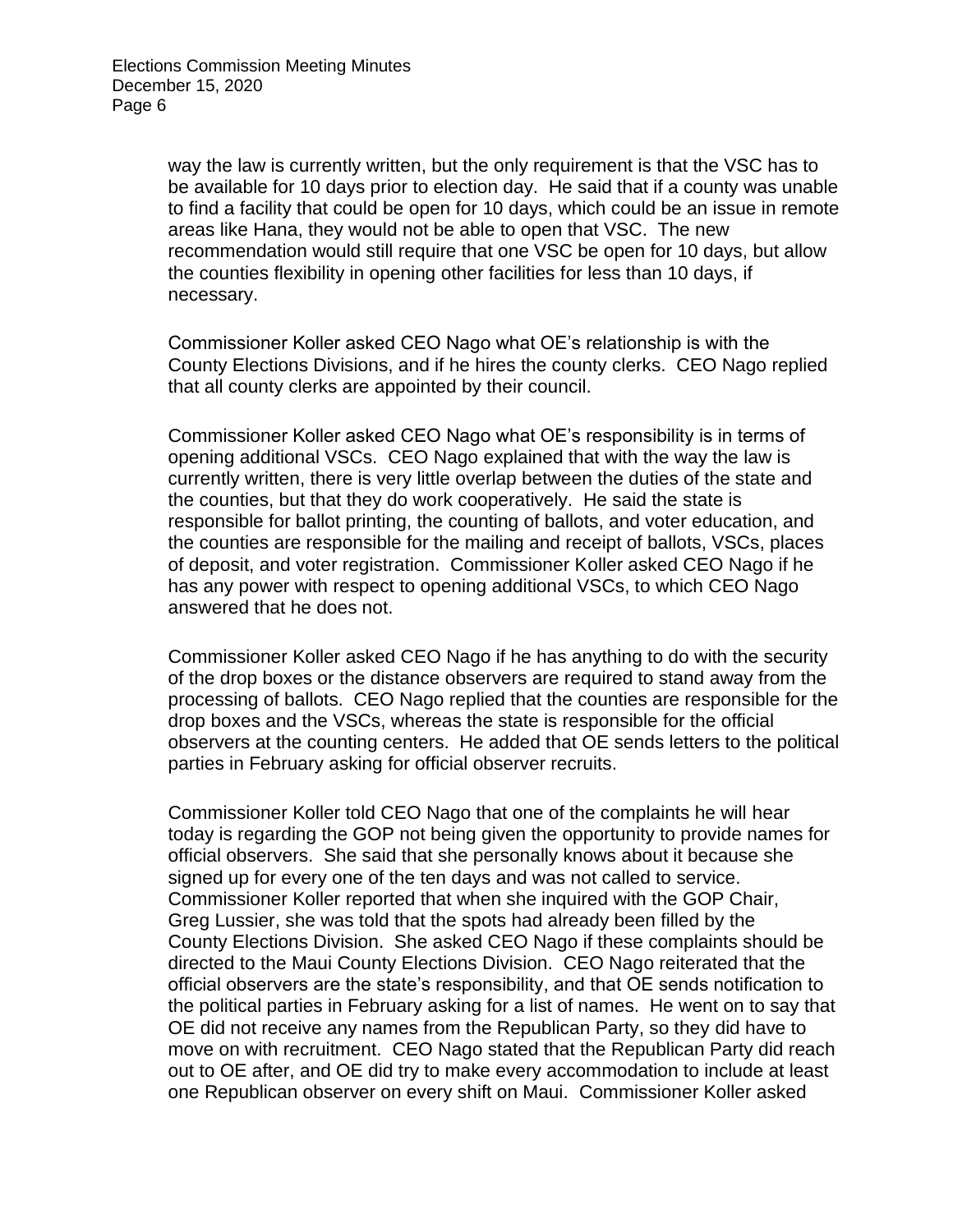way the law is currently written, but the only requirement is that the VSC has to be available for 10 days prior to election day. He said that if a county was unable to find a facility that could be open for 10 days, which could be an issue in remote areas like Hana, they would not be able to open that VSC. The new recommendation would still require that one VSC be open for 10 days, but allow the counties flexibility in opening other facilities for less than 10 days, if necessary.

Commissioner Koller asked CEO Nago what OE's relationship is with the County Elections Divisions, and if he hires the county clerks. CEO Nago replied that all county clerks are appointed by their council.

Commissioner Koller asked CEO Nago what OE's responsibility is in terms of opening additional VSCs. CEO Nago explained that with the way the law is currently written, there is very little overlap between the duties of the state and the counties, but that they do work cooperatively. He said the state is responsible for ballot printing, the counting of ballots, and voter education, and the counties are responsible for the mailing and receipt of ballots, VSCs, places of deposit, and voter registration. Commissioner Koller asked CEO Nago if he has any power with respect to opening additional VSCs, to which CEO Nago answered that he does not.

Commissioner Koller asked CEO Nago if he has anything to do with the security of the drop boxes or the distance observers are required to stand away from the processing of ballots. CEO Nago replied that the counties are responsible for the drop boxes and the VSCs, whereas the state is responsible for the official observers at the counting centers. He added that OE sends letters to the political parties in February asking for official observer recruits.

Commissioner Koller told CEO Nago that one of the complaints he will hear today is regarding the GOP not being given the opportunity to provide names for official observers. She said that she personally knows about it because she signed up for every one of the ten days and was not called to service. Commissioner Koller reported that when she inquired with the GOP Chair, Greg Lussier, she was told that the spots had already been filled by the County Elections Division. She asked CEO Nago if these complaints should be directed to the Maui County Elections Division. CEO Nago reiterated that the official observers are the state's responsibility, and that OE sends notification to the political parties in February asking for a list of names. He went on to say that OE did not receive any names from the Republican Party, so they did have to move on with recruitment. CEO Nago stated that the Republican Party did reach out to OE after, and OE did try to make every accommodation to include at least one Republican observer on every shift on Maui. Commissioner Koller asked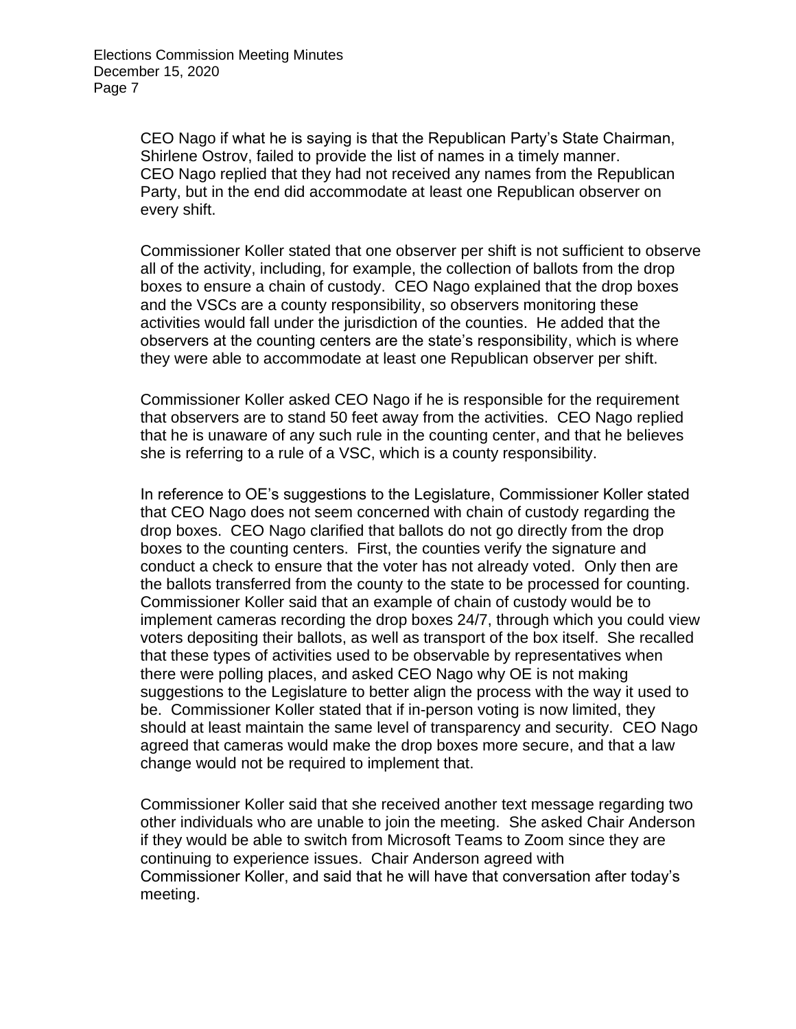CEO Nago if what he is saying is that the Republican Party's State Chairman, Shirlene Ostrov, failed to provide the list of names in a timely manner. CEO Nago replied that they had not received any names from the Republican Party, but in the end did accommodate at least one Republican observer on every shift.

Commissioner Koller stated that one observer per shift is not sufficient to observe all of the activity, including, for example, the collection of ballots from the drop boxes to ensure a chain of custody. CEO Nago explained that the drop boxes and the VSCs are a county responsibility, so observers monitoring these activities would fall under the jurisdiction of the counties. He added that the observers at the counting centers are the state's responsibility, which is where they were able to accommodate at least one Republican observer per shift.

Commissioner Koller asked CEO Nago if he is responsible for the requirement that observers are to stand 50 feet away from the activities. CEO Nago replied that he is unaware of any such rule in the counting center, and that he believes she is referring to a rule of a VSC, which is a county responsibility.

In reference to OE's suggestions to the Legislature, Commissioner Koller stated that CEO Nago does not seem concerned with chain of custody regarding the drop boxes. CEO Nago clarified that ballots do not go directly from the drop boxes to the counting centers. First, the counties verify the signature and conduct a check to ensure that the voter has not already voted. Only then are the ballots transferred from the county to the state to be processed for counting. Commissioner Koller said that an example of chain of custody would be to implement cameras recording the drop boxes 24/7, through which you could view voters depositing their ballots, as well as transport of the box itself. She recalled that these types of activities used to be observable by representatives when there were polling places, and asked CEO Nago why OE is not making suggestions to the Legislature to better align the process with the way it used to be. Commissioner Koller stated that if in-person voting is now limited, they should at least maintain the same level of transparency and security. CEO Nago agreed that cameras would make the drop boxes more secure, and that a law change would not be required to implement that.

Commissioner Koller said that she received another text message regarding two other individuals who are unable to join the meeting. She asked Chair Anderson if they would be able to switch from Microsoft Teams to Zoom since they are continuing to experience issues. Chair Anderson agreed with Commissioner Koller, and said that he will have that conversation after today's meeting.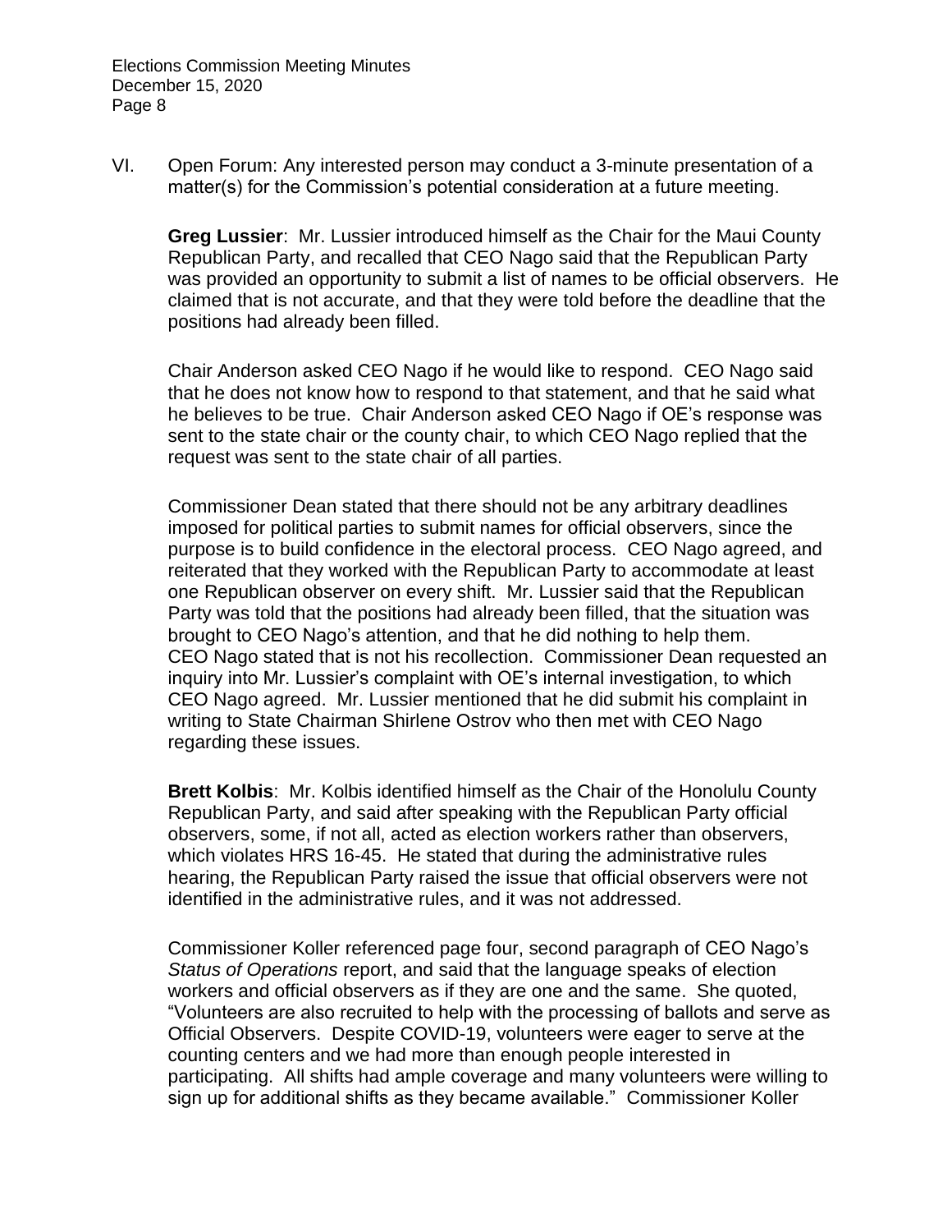VI. Open Forum: Any interested person may conduct a 3-minute presentation of a matter(s) for the Commission's potential consideration at a future meeting.

**Greg Lussier**: Mr. Lussier introduced himself as the Chair for the Maui County Republican Party, and recalled that CEO Nago said that the Republican Party was provided an opportunity to submit a list of names to be official observers. He claimed that is not accurate, and that they were told before the deadline that the positions had already been filled.

Chair Anderson asked CEO Nago if he would like to respond. CEO Nago said that he does not know how to respond to that statement, and that he said what he believes to be true. Chair Anderson asked CEO Nago if OE's response was sent to the state chair or the county chair, to which CEO Nago replied that the request was sent to the state chair of all parties.

Commissioner Dean stated that there should not be any arbitrary deadlines imposed for political parties to submit names for official observers, since the purpose is to build confidence in the electoral process. CEO Nago agreed, and reiterated that they worked with the Republican Party to accommodate at least one Republican observer on every shift. Mr. Lussier said that the Republican Party was told that the positions had already been filled, that the situation was brought to CEO Nago's attention, and that he did nothing to help them. CEO Nago stated that is not his recollection. Commissioner Dean requested an inquiry into Mr. Lussier's complaint with OE's internal investigation, to which CEO Nago agreed. Mr. Lussier mentioned that he did submit his complaint in writing to State Chairman Shirlene Ostrov who then met with CEO Nago regarding these issues.

**Brett Kolbis**: Mr. Kolbis identified himself as the Chair of the Honolulu County Republican Party, and said after speaking with the Republican Party official observers, some, if not all, acted as election workers rather than observers, which violates HRS 16-45. He stated that during the administrative rules hearing, the Republican Party raised the issue that official observers not identified in the administrative rules, and it was not addressed.

Commissioner Koller referenced page four, second paragraph of CEO Nago's *Status of Operations* report, and said that the language speaks of election workers and official observers as if they are one and the same. She quoted, "Volunteers are also recruited to help with the processing of ballots and serve as Official Observers. Despite COVID-19, volunteers were eager to serve at the counting centers and we had more than enough people interested in participating. All shifts had ample coverage and many volunteers were willing to sign up for additional shifts as they became available." Commissioner Koller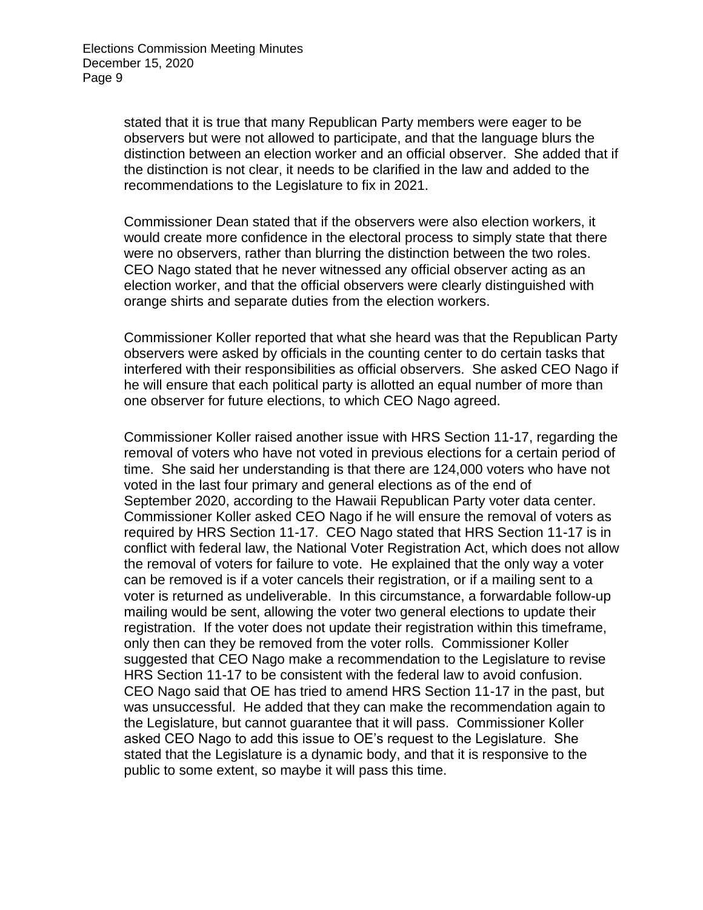stated that it is true that many Republican Party members were eager to be observers but were not allowed to participate, and that the language blurs the distinction between an election worker and an official observer. She added that if the distinction is not clear, it needs to be clarified in the law and added to the recommendations to the Legislature to fix in 2021.

Commissioner Dean stated that if the observers were also election workers, it would create more confidence in the electoral process to simply state that there were no observers, rather than blurring the distinction between the two roles. CEO Nago stated that he never witnessed any official observer acting as an election worker, and that the official observers were clearly distinguished with orange shirts and separate duties from the election workers.

Commissioner Koller reported that what she heard was that the Republican Party observers were asked by officials in the counting center to do certain tasks that interfered with their responsibilities as official observers. She asked CEO Nago if he will ensure that each political party is allotted an equal number of more than one observer for future elections, to which CEO Nago agreed.

Commissioner Koller raised another issue with HRS Section 11-17, regarding the removal of voters who have not voted in previous elections for a certain period of time. She said her understanding is that there are 124,000 voters who have not voted in the last four primary and general elections as of the end of September 2020, according to the Hawaii Republican Party voter data center. Commissioner Koller asked CEO Nago if he will ensure the removal of voters as required by HRS Section 11-17. CEO Nago stated that HRS Section 11-17 is in conflict with federal law, the National Voter Registration Act, which does not allow the removal of voters for failure to vote. He explained that the only way a voter can be removed is if a voter cancels their registration, or if a mailing sent to a voter is returned as undeliverable. In this circumstance, a forwardable follow-up mailing would be sent, allowing the voter two general elections to update their registration. If the voter does not update their registration within this timeframe, only then can they be removed from the voter rolls. Commissioner Koller suggested that CEO Nago make a recommendation to the Legislature to revise HRS Section 11-17 to be consistent with the federal law to avoid confusion. CEO Nago said that OE has tried to amend HRS Section 11-17 in the past, but was unsuccessful. He added that they can make the recommendation again to the Legislature, but cannot guarantee that it will pass. Commissioner Koller asked CEO Nago to add this issue to OE's request to the Legislature. She stated that the Legislature is a dynamic body, and that it is responsive to the public to some extent, so maybe it will pass this time.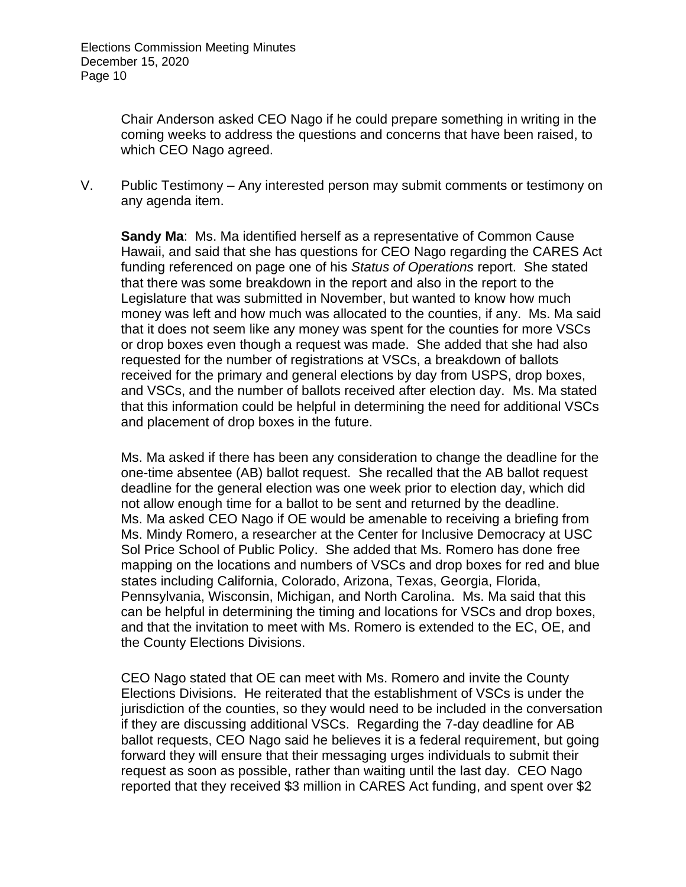Chair Anderson asked CEO Nago if he could prepare something in writing in the coming weeks to address the questions and concerns that have been raised, to which CEO Nago agreed.

V. Public Testimony – Any interested person may submit comments or testimony on any agenda item.

**Sandy Ma**: Ms. Ma identified herself as a representative of Common Cause Hawaii, and said that she has questions for CEO Nago regarding the CARES Act funding referenced on page one of his *Status of Operations* report. She stated that there was some breakdown in the report and also in the report to the Legislature that was submitted in November, but wanted to know how much money was left and how much was allocated to the counties, if any. Ms. Ma said that it does not seem like any money was spent for the counties for more VSCs or drop boxes even though a request was made. She added that she had also requested for the number of registrations at VSCs, a breakdown of ballots received for the primary and general elections by day from USPS, drop boxes, and VSCs, and the number of ballots received after election day. Ms. Ma stated that this information could be helpful in determining the need for additional VSCs and placement of drop boxes in the future.

Ms. Ma asked if there has been any consideration to change the deadline for the one-time absentee (AB) ballot request. She recalled that the AB ballot request deadline for the general election was one week prior to election day, which did not allow enough time for a ballot to be sent and returned by the deadline. Ms. Ma asked CEO Nago if OE would be amenable to receiving a briefing from Ms. Mindy Romero, a researcher at the Center for Inclusive Democracy at USC Sol Price School of Public Policy. She added that Ms. Romero has done free mapping on the locations and numbers of VSCs and drop boxes for red and blue states including California, Colorado, Arizona, Texas, Georgia, Florida, Pennsylvania, Wisconsin, Michigan, and North Carolina. Ms. Ma said that this can be helpful in determining the timing and locations for VSCs and drop boxes, and that the invitation to meet with Ms. Romero is extended to the EC, OE, and the County Elections Divisions.

CEO Nago stated that OE can meet with Ms. Romero and invite the County Elections Divisions. He reiterated that the establishment of VSCs is under the jurisdiction of the counties, so they would need to be included in the conversation if they are discussing additional VSCs. Regarding the 7-day deadline for AB ballot requests, CEO Nago said he believes it is a federal requirement, but going forward they will ensure that their messaging urges individuals to submit their request as soon as possible, rather than waiting until the last day. CEO Nago reported that they received $3 million in CARES Act funding, and spent over $2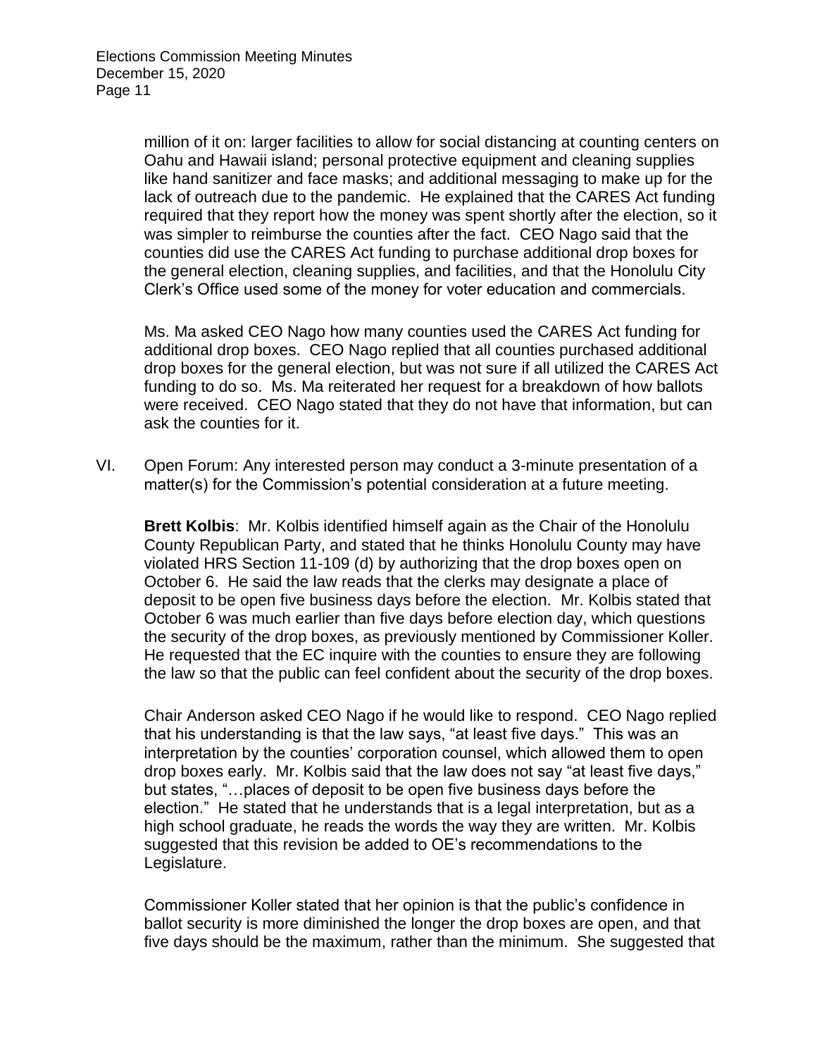million of it on: larger facilities to allow for social distancing at counting centers on Oahu and Hawaii island; personal protective equipment and cleaning supplies like hand sanitizer and face masks; and additional messaging to make up for the lack of outreach due to the pandemic. He explained that the CARES Act funding required that they report how the money was spent shortly after the election, so it was simpler to reimburse the counties after the fact. CEO Nago said that the counties did use the CARES Act funding to purchase additional drop boxes for the general election, cleaning supplies, and facilities, and that the Honolulu City Clerk's Office used some of the money for voter education and commercials.

Ms. Ma asked CEO Nago how many counties used the CARES Act funding for additional drop boxes. CEO Nago replied that all counties purchased additional drop boxes for the general election, but was not sure if all utilized the CARES Act funding to do so. Ms. Ma reiterated her request for a breakdown of how ballots were received. CEO Nago stated that they do not have that information, but can ask the counties for it.

VI. Open Forum: Any interested person may conduct a 3-minute presentation of a matter(s) for the Commission's potential consideration at a future meeting.

**Brett Kolbis**: Mr. Kolbis identified himself again as the Chair of the Honolulu County Republican Party, and stated that he thinks Honolulu County may have violated HRS Section 11-109 (d) by authorizing that the drop boxes open on October 6. He said the law reads that the clerks may designate a place of deposit to be open five business days before the election. Mr. Kolbis stated that October 6 was much earlier than five days before election day, which questions the security of the drop boxes, as previously mentioned by Commissioner Koller. He requested that the EC inquire with the counties to ensure they are following the law so that the public can feel confident about the security of the drop boxes.

Chair Anderson asked CEO Nago if he would like to respond. CEO Nago replied that his understanding is that the law says, "at least five days." This was an interpretation by the counties' corporation counsel, which allowed them to open drop boxes early. Mr. Kolbis said that the law does not say "at least five days," but states, "…places of deposit to be open five business days before the election." He stated that he understands that is a legal interpretation, but as a high school graduate, he reads the words the way they are written. Mr. Kolbis suggested that this revision be added to OE's recommendations to the Legislature.

Commissioner Koller stated that her opinion is that the public's confidence in ballot security is more diminished the longer the drop boxes are open, and that five days should be the maximum, rather than the minimum. She suggested that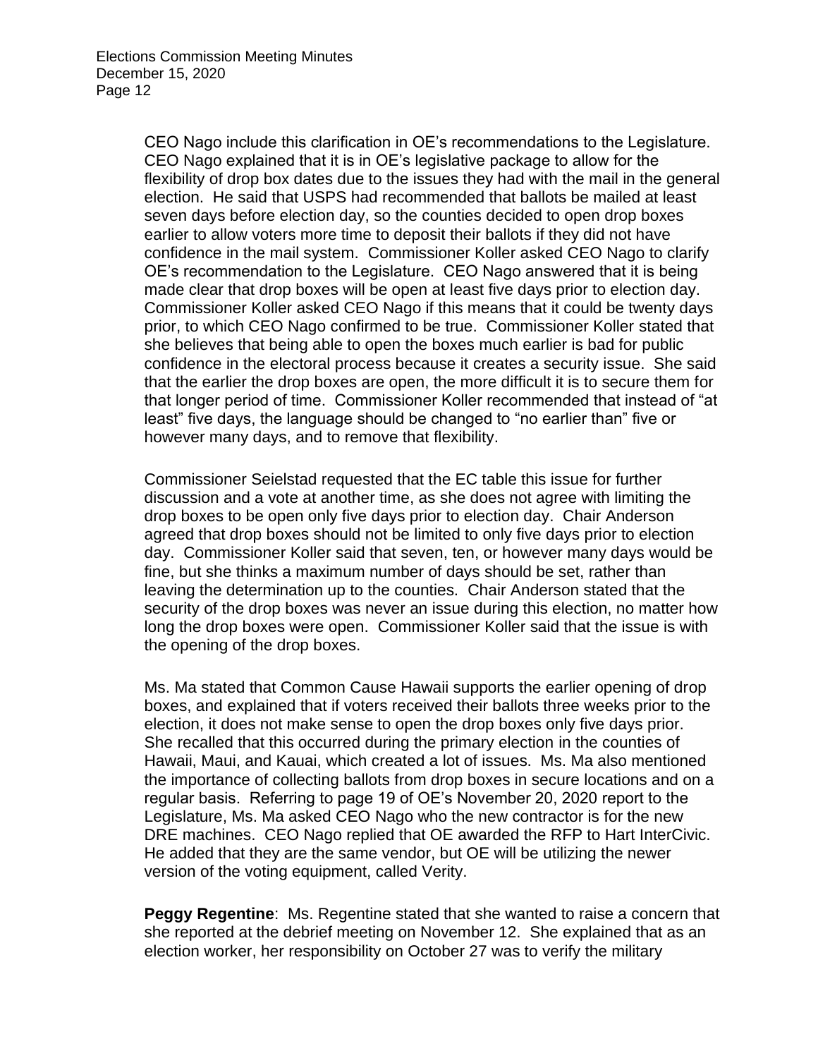CEO Nago include this clarification in OE's recommendations to the Legislature. CEO Nago explained that it is in OE's legislative package to allow for the flexibility of drop box dates due to the issues they had with the mail in the general election. He said that USPS had recommended that ballots be mailed at least seven days before election day, so the counties decided to open drop boxes earlier to allow voters more time to deposit their ballots if they did not have confidence in the mail system. Commissioner Koller asked CEO Nago to clarify OE's recommendation to the Legislature. CEO Nago answered that it is being made clear that drop boxes will be open at least five days prior to election day. Commissioner Koller asked CEO Nago if this means that it could be twenty days prior, to which CEO Nago confirmed to be true. Commissioner Koller stated that she believes that being able to open the boxes much earlier is bad for public confidence in the electoral process because it creates a security issue. She said that the earlier the drop boxes are open, the more difficult it is to secure them for that longer period of time. Commissioner Koller recommended that instead of "at least" five days, the language should be changed to "no earlier than" five or however many days, and to remove that flexibility.

Commissioner Seielstad requested that the EC table this issue for further discussion and a vote at another time, as she does not agree with limiting the drop boxes to be open only five days prior to election day. Chair Anderson agreed that drop boxes should not be limited to only five days prior to election day. Commissioner Koller said that seven, ten, or however many days would be fine, but she thinks a maximum number of days should be set, rather than leaving the determination up to the counties. Chair Anderson stated that the security of the drop boxes was never an issue during this election, no matter how long the drop boxes were open. Commissioner Koller said that the issue is with the opening of the drop boxes.

Ms. Ma stated that Common Cause Hawaii supports the earlier opening of drop boxes, and explained that if voters received their ballots three weeks prior to the election, it does not make sense to open the drop boxes only five days prior. She recalled that this occurred during the primary election in the counties of Hawaii, Maui, and Kauai, which created a lot of issues. Ms. Ma also mentioned the importance of collecting ballots from drop boxes in secure locations and on a regular basis. Referring to page 19 of OE's November 20, 2020 report to the Legislature, Ms. Ma asked CEO Nago who the new contractor is for the new DRE machines. CEO Nago replied that OE awarded the RFP to Hart InterCivic. He added that they are the same vendor, but OE will be utilizing the newer version of the voting equipment, called Verity.

**Peggy Regentine**: Ms. Regentine stated that she wanted to raise a concern that she reported at the debrief meeting on November 12. She explained that as an election worker, her responsibility on October 27 was to verify the military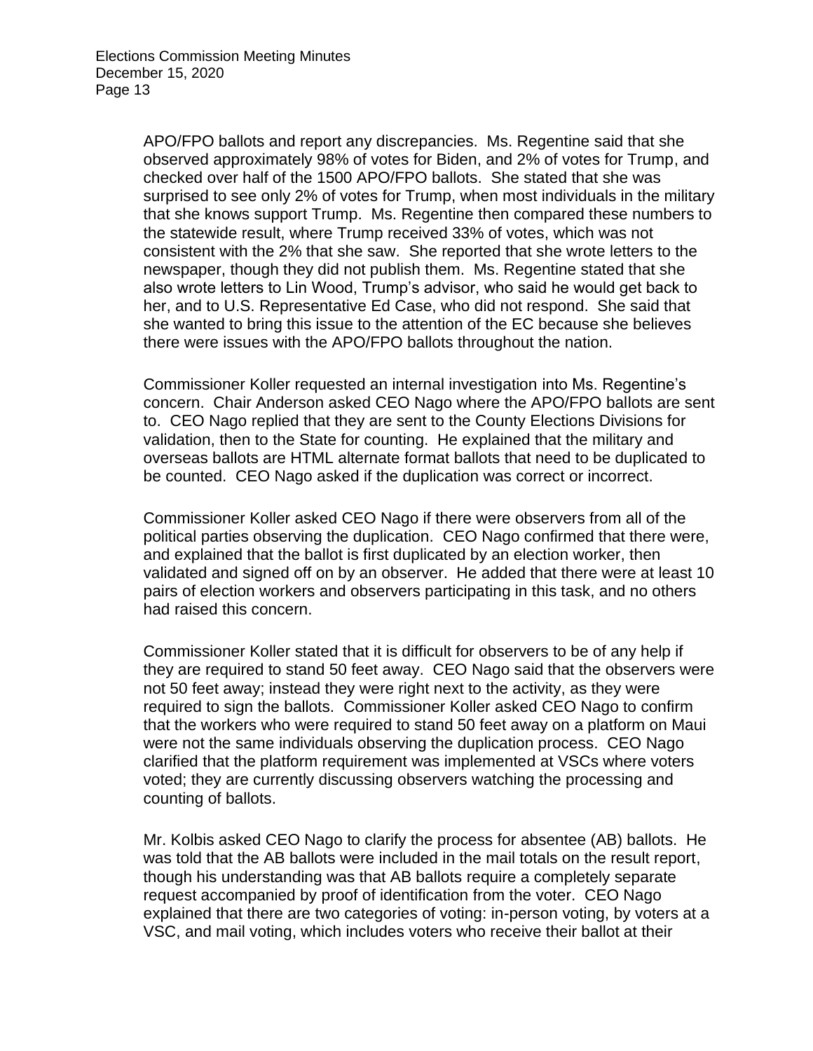APO/FPO ballots and report any discrepancies. Ms. Regentine said that she observed approximately 98% of votes for Biden, and 2% of votes for Trump, and checked over half of the 1500 APO/FPO ballots. She stated that she was surprised to see only 2% of votes for Trump, when most individuals in the military that she knows support Trump. Ms. Regentine then compared these numbers to the statewide result, where Trump received 33% of votes, which was not consistent with the 2% that she saw. She reported that she wrote letters to the newspaper, though they did not publish them. Ms. Regentine stated that she also wrote letters to Lin Wood, Trump's advisor, who said he would get back to her, and to U.S. Representative Ed Case, who did not respond. She said that she wanted to bring this issue to the attention of the EC because she believes there were issues with the APO/FPO ballots throughout the nation.

Commissioner Koller requested an internal investigation into Ms. Regentine's concern. Chair Anderson asked CEO Nago where the APO/FPO ballots are sent to. CEO Nago replied that they are sent to the County Elections Divisions for validation, then to the State for counting. He explained that the military and overseas ballots are HTML alternate format ballots that need to be duplicated to be counted. CEO Nago asked if the duplication was correct or incorrect.

Commissioner Koller asked CEO Nago if there were observers from all of the political parties observing the duplication. CEO Nago confirmed that there were, and explained that the ballot is first duplicated by an election worker, then validated and signed off on by an observer. He added that there were at least 10 pairs of election workers and observers participating in this task, and no others had raised this concern.

Commissioner Koller stated that it is difficult for observers to be of any help if they are required to stand 50 feet away. CEO Nago said that the observers were not 50 feet away; instead they were right next to the activity, as they were required to sign the ballots. Commissioner Koller asked CEO Nago to confirm that the workers who were required to stand 50 feet away on a platform on Maui were not the same individuals observing the duplication process. CEO Nago clarified that the platform requirement was implemented at VSCs where voters voted; they are currently discussing observers watching the processing and counting of ballots.

Mr. Kolbis asked CEO Nago to clarify the process for absentee (AB) ballots. He was told that the AB ballots were included in the mail totals on the result report, though his understanding was that AB ballots require a completely separate request accompanied by proof of identification from the voter. CEO Nago explained that there are two categories of voting: in-person voting, by voters at a VSC, and mail voting, which includes voters who receive their ballot at their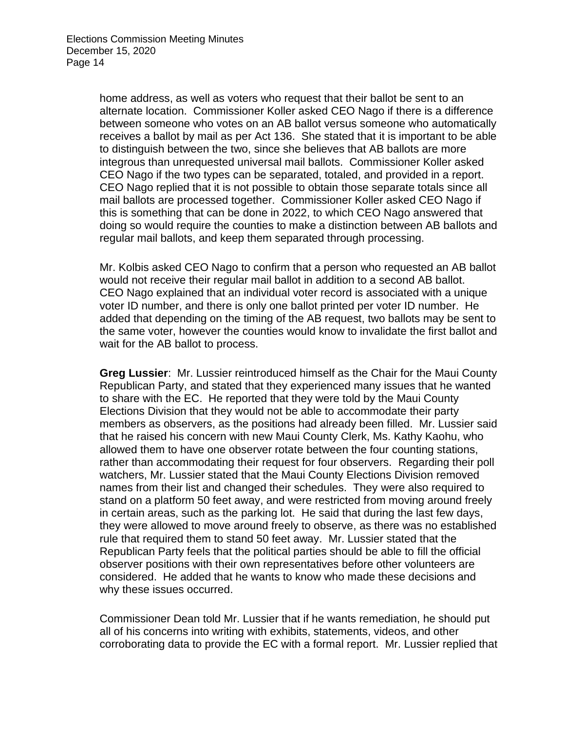home address, as well as voters who request that their ballot be sent to an alternate location. Commissioner Koller asked CEO Nago if there is a difference between someone who votes on an AB ballot versus someone who automatically receives a ballot by mail as per Act 136. She stated that it is important to be able to distinguish between the two, since she believes that AB ballots are more integrous than unrequested universal mail ballots. Commissioner Koller asked CEO Nago if the two types can be separated, totaled, and provided in a report. CEO Nago replied that it is not possible to obtain those separate totals since all mail ballots are processed together. Commissioner Koller asked CEO Nago if this is something that can be done in 2022, to which CEO Nago answered that doing so would require the counties to make a distinction between AB ballots and regular mail ballots, and keep them separated through processing.

Mr. Kolbis asked CEO Nago to confirm that a person who requested an AB ballot would not receive their regular mail ballot in addition to a second AB ballot. CEO Nago explained that an individual voter record is associated with a unique voter ID number, and there is only one ballot printed per voter ID number. He added that depending on the timing of the AB request, two ballots may be sent to the same voter, however the counties would know to invalidate the first ballot and wait for the AB ballot to process.

**Greg Lussier**: Mr. Lussier reintroduced himself as the Chair for the Maui County Republican Party, and stated that they experienced many issues that he wanted to share with the EC. He reported that they were told by the Maui County Elections Division that they would not be able to accommodate their party members as observers, as the positions had already been filled. Mr. Lussier said that he raised his concern with new Maui County Clerk, Ms. Kathy Kaohu, who allowed them to have one observer rotate between the four counting stations, rather than accommodating their request for four observers. Regarding their poll watchers, Mr. Lussier stated that the Maui County Elections Division removed names from their list and changed their schedules. They were also required to stand on a platform 50 feet away, and were restricted from moving around freely in certain areas, such as the parking lot. He said that during the last few days, they were allowed to move around freely to observe, as there was no established rule that required them to stand 50 feet away. Mr. Lussier stated that the Republican Party feels that the political parties should be able to fill the official observer positions with their own representatives before other volunteers are considered. He added that he wants to know who made these decisions and why these issues occurred.

Commissioner Dean told Mr. Lussier that if he wants remediation, he should put all of his concerns into writing with exhibits, statements, videos, and other corroborating data to provide the EC with a formal report. Mr. Lussier replied that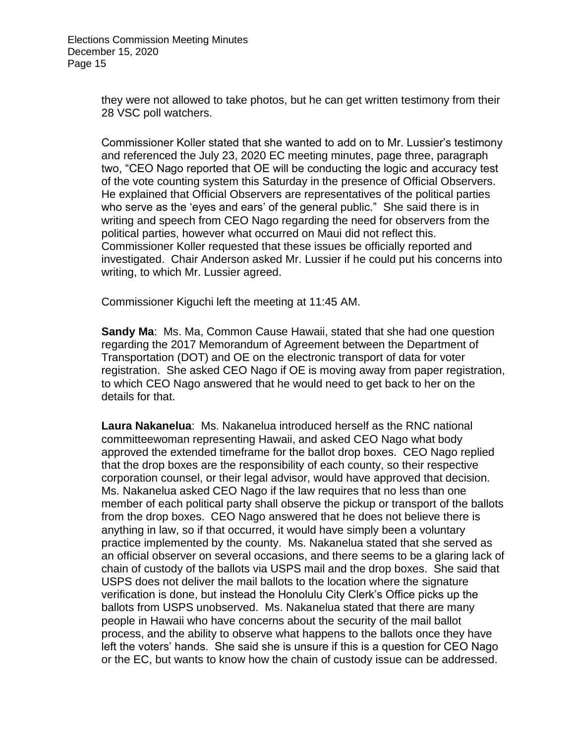they were not allowed to take photos, but he can get written testimony from their 28 VSC poll watchers.

Commissioner Koller stated that she wanted to add on to Mr. Lussier's testimony and referenced the July 23, 2020 EC meeting minutes, page three, paragraph two, "CEO Nago reported that OE will be conducting the logic and accuracy test of the vote counting system this Saturday in the presence of Official Observers. He explained that Official Observers are representatives of the political parties who serve as the 'eyes and ears' of the general public." She said there is in writing and speech from CEO Nago regarding the need for observers from the political parties, however what occurred on Maui did not reflect this. Commissioner Koller requested that these issues be officially reported and investigated. Chair Anderson asked Mr. Lussier if he could put his concerns into writing, to which Mr. Lussier agreed.

Commissioner Kiguchi left the meeting at 11:45 AM.

**Sandy Ma**: Ms. Ma, Common Cause Hawaii, stated that she had one question regarding the 2017 Memorandum of Agreement between the Department of Transportation (DOT) and OE on the electronic transport of data for voter registration. She asked CEO Nago if OE is moving away from paper registration, to which CEO Nago answered that he would need to get back to her on the details for that.

**Laura Nakanelua**: Ms. Nakanelua introduced herself as the RNC national committeewoman representing Hawaii, and asked CEO Nago what body approved the extended timeframe for the ballot drop boxes. CEO Nago replied that the drop boxes are the responsibility of each county, so their respective corporation counsel, or their legal advisor, would have approved that decision. Ms. Nakanelua asked CEO Nago if the law requires that no less than one member of each political party shall observe the pickup or transport of the ballots from the drop boxes. CEO Nago answered that he does not believe there is anything in law, so if that occurred, it would have simply been a voluntary practice implemented by the county. Ms. Nakanelua stated that she served as an official observer on several occasions, and there seems to be a glaring lack of chain of custody of the ballots via USPS mail and the drop boxes. She said that USPS does not deliver the mail ballots to the location where the signature verification is done, but instead the Honolulu City Clerk's Office picks up the ballots from USPS unobserved. Ms. Nakanelua stated that there are many people in Hawaii who have concerns about the security of the mail ballot process, and the ability to observe what happens to the ballots once they have left the voters' hands. She said she is unsure if this is a question for CEO Nago or the EC, but wants to know how the chain of custody issue can be addressed.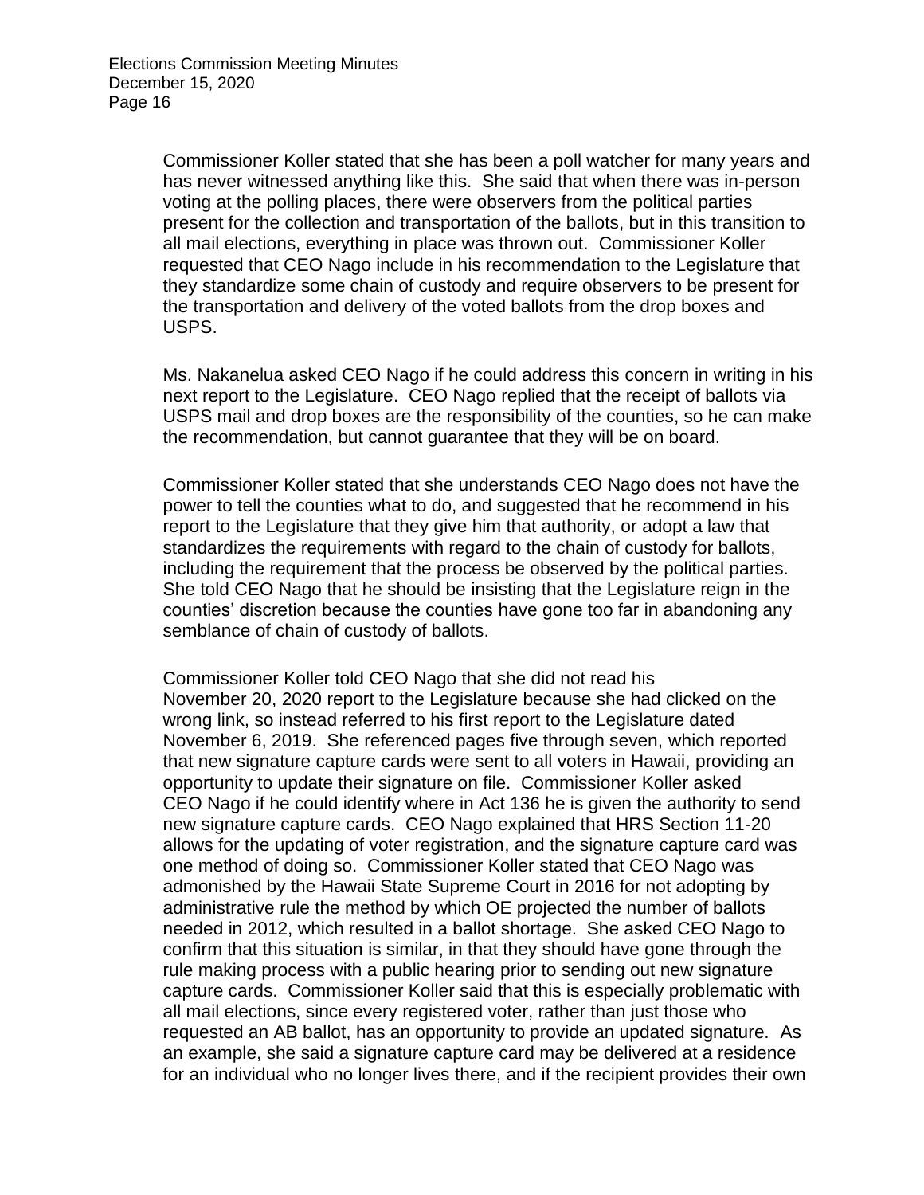Commissioner Koller stated that she has been a poll watcher for many years and has never witnessed anything like this. She said that when there was in-person voting at the polling places, there were observers from the political parties present for the collection and transportation of the ballots, but in this transition to all mail elections, everything in place was thrown out. Commissioner Koller requested that CEO Nago include in his recommendation to the Legislature that they standardize some chain of custody and require observers to be present for the transportation and delivery of the voted ballots from the drop boxes and USPS.

Ms. Nakanelua asked CEO Nago if he could address this concern in writing in his next report to the Legislature. CEO Nago replied that the receipt of ballots via USPS mail and drop boxes are the responsibility of the counties, so he can make the recommendation, but cannot guarantee that they will be on board.

Commissioner Koller stated that she understands CEO Nago does not have the power to tell the counties what to do, and suggested that he recommend in his report to the Legislature that they give him that authority, or adopt a law that standardizes the requirements with regard to the chain of custody for ballots, including the requirement that the process be observed by the political parties. She told CEO Nago that he should be insisting that the Legislature reign in the counties' discretion because the counties have gone too far in abandoning any semblance of chain of custody of ballots.

Commissioner Koller told CEO Nago that she did not read his November 20, 2020 report to the Legislature because she had clicked on the wrong link, so instead referred to his first report to the Legislature dated November 6, 2019. She referenced pages five through seven, which reported that new signature capture cards were sent to all voters in Hawaii, providing an opportunity to update their signature on file. Commissioner Koller asked CEO Nago if he could identify where in Act 136 he is given the authority to send new signature capture cards. CEO Nago explained that HRS Section 11-20 allows for the updating of voter registration, and the signature capture card was one method of doing so. Commissioner Koller stated that CEO Nago was admonished by the Hawaii State Supreme Court in 2016 for not adopting by administrative rule the method by which OE projected the number of ballots needed in 2012, which resulted in a ballot shortage. She asked CEO Nago to confirm that this situation is similar, in that they should have gone through the rule making process with a public hearing prior to sending out new signature capture cards. Commissioner Koller said that this is especially problematic with all mail elections, since every registered voter, rather than just those who requested an AB ballot, has an opportunity to provide an updated signature. As an example, she said a signature capture card may be delivered at a residence for an individual who no longer lives there, and if the recipient provides their own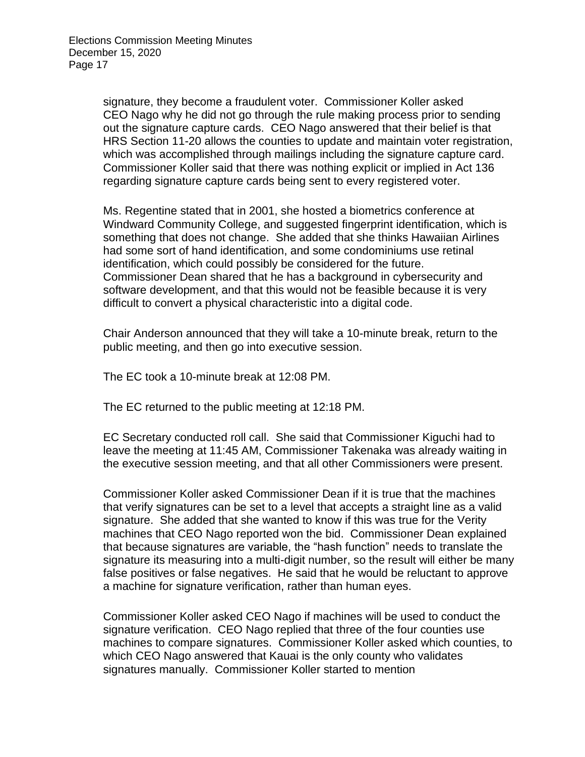signature, they become a fraudulent voter. Commissioner Koller asked CEO Nago why he did not go through the rule making process prior to sending out the signature capture cards. CEO Nago answered that their belief is that HRS Section 11-20 allows the counties to update and maintain voter registration, which was accomplished through mailings including the signature capture card. Commissioner Koller said that there was nothing explicit or implied in Act 136 regarding signature capture cards being sent to every registered voter.

Ms. Regentine stated that in 2001, she hosted a biometrics conference at Windward Community College, and suggested fingerprint identification, which is something that does not change. She added that she thinks Hawaiian Airlines had some sort of hand identification, and some condominiums use retinal identification, which could possibly be considered for the future. Commissioner Dean shared that he has a background in cybersecurity and software development, and that this would not be feasible because it is very difficult to convert a physical characteristic into a digital code.

Chair Anderson announced that they will take a 10-minute break, return to the public meeting, and then go into executive session.

The EC took a 10-minute break at 12:08 PM.

The EC returned to the public meeting at 12:18 PM.

EC Secretary conducted roll call. She said that Commissioner Kiguchi had to leave the meeting at 11:45 AM, Commissioner Takenaka was already waiting in the executive session meeting, and that all other Commissioners were present.

Commissioner Koller asked Commissioner Dean if it is true that the machines that verify signatures can be set to a level that accepts a straight line as a valid signature. She added that she wanted to know if this was true for the Verity machines that CEO Nago reported won the bid. Commissioner Dean explained that because signatures are variable, the "hash function" needs to translate the signature its measuring into a multi-digit number, so the result will either be many false positives or false negatives. He said that he would be reluctant to approve a machine for signature verification, rather than human eyes.

Commissioner Koller asked CEO Nago if machines will be used to conduct the signature verification. CEO Nago replied that three of the four counties use machines to compare signatures. Commissioner Koller asked which counties, to which CEO Nago answered that Kauai is the only county who validates signatures manually. Commissioner Koller started to mention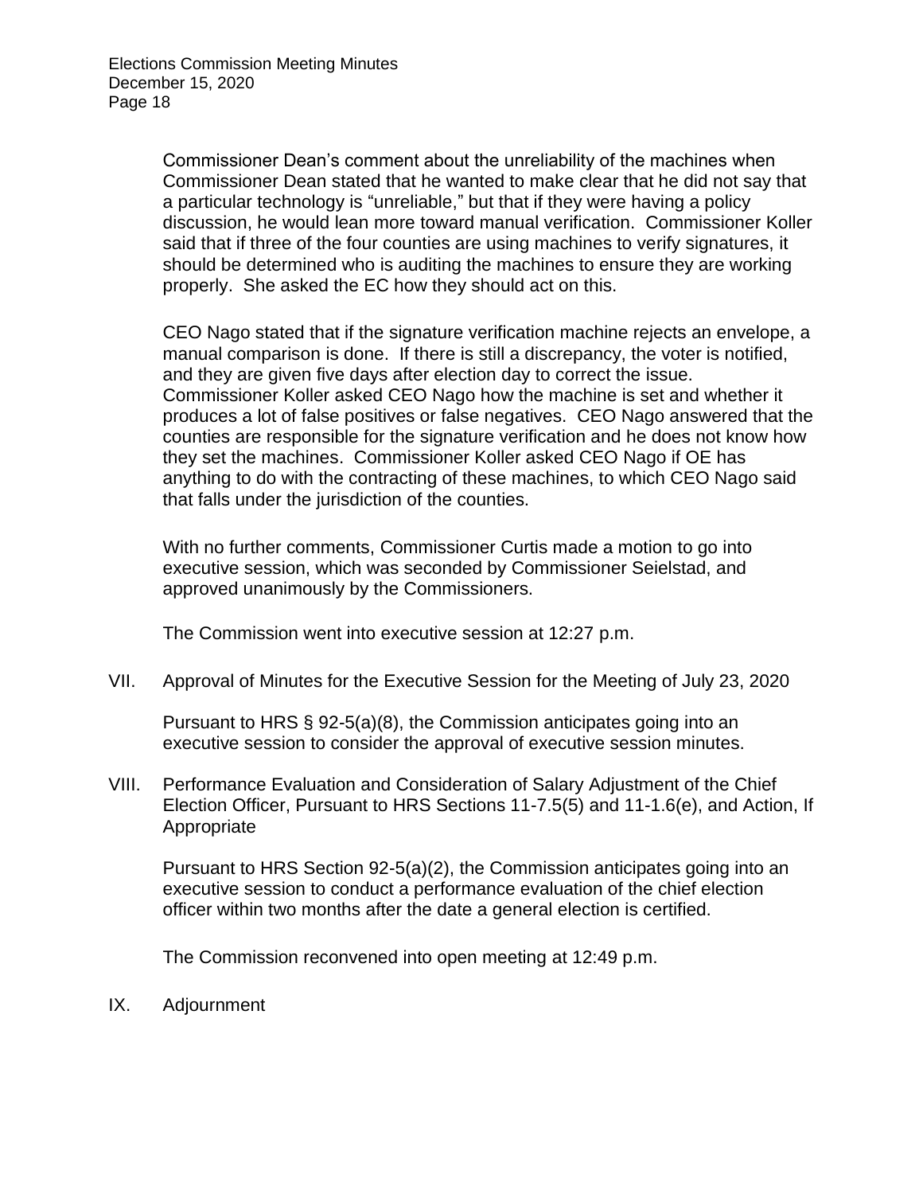Commissioner Dean's comment about the unreliability of the machines when Commissioner Dean stated that he wanted to make clear that he did not say that a particular technology is "unreliable," but that if they were having a policy discussion, he would lean more toward manual verification. Commissioner Koller said that if three of the four counties are using machines to verify signatures, it should be determined who is auditing the machines to ensure they are working properly. She asked the EC how they should act on this.

CEO Nago stated that if the signature verification machine rejects an envelope, a manual comparison is done. If there is still a discrepancy, the voter is notified, and they are given five days after election day to correct the issue. Commissioner Koller asked CEO Nago how the machine is set and whether it produces a lot of false positives or false negatives. CEO Nago answered that the counties are responsible for the signature verification and he does not know how they set the machines. Commissioner Koller asked CEO Nago if OE has anything to do with the contracting of these machines, to which CEO Nago said that falls under the jurisdiction of the counties.

With no further comments, Commissioner Curtis made a motion to go into executive session, which was seconded by Commissioner Seielstad, and approved unanimously by the Commissioners.

The Commission went into executive session at 12:27 p.m.

VII. Approval of Minutes for the Executive Session for the Meeting of July 23, 2020

Pursuant to HRS § 92-5(a)(8), the Commission anticipates going into an executive session to consider the approval of executive session minutes.

VIII. Performance Evaluation and Consideration of Salary Adjustment of the Chief Election Officer, Pursuant to HRS Sections 11-7.5(5) and 11-1.6(e), and Action, If Appropriate

Pursuant to HRS Section 92-5(a)(2), the Commission anticipates going into an executive session to conduct a performance evaluation of the chief election officer within two months after the date a general election is certified.

The Commission reconvened into open meeting at 12:49 p.m.

IX. Adjournment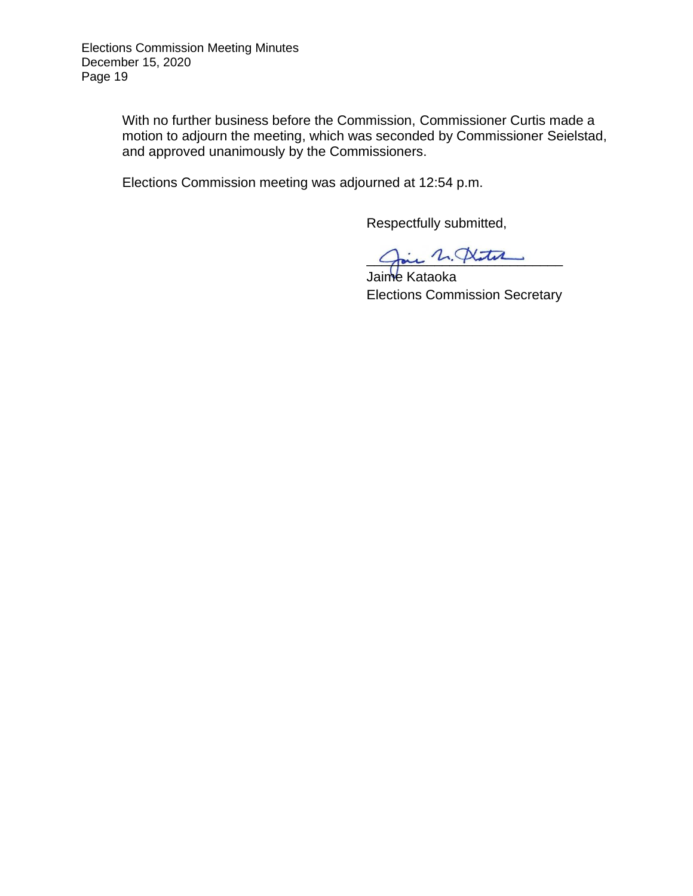With no further business before the Commission, Commissioner Curtis made a motion to adjourn the meeting, which was seconded by Commissioner Seielstad, and approved unanimously by the Commissioners.

Elections Commission meeting was adjourned at 12:54 p.m.

Respectfully submitted,

\_\_\_\_\_\_\_\_\_\_\_\_\_\_\_\_\_\_\_\_\_\_\_\_\_\_\_

Jaime Kataoka
Elections Commission Secretary